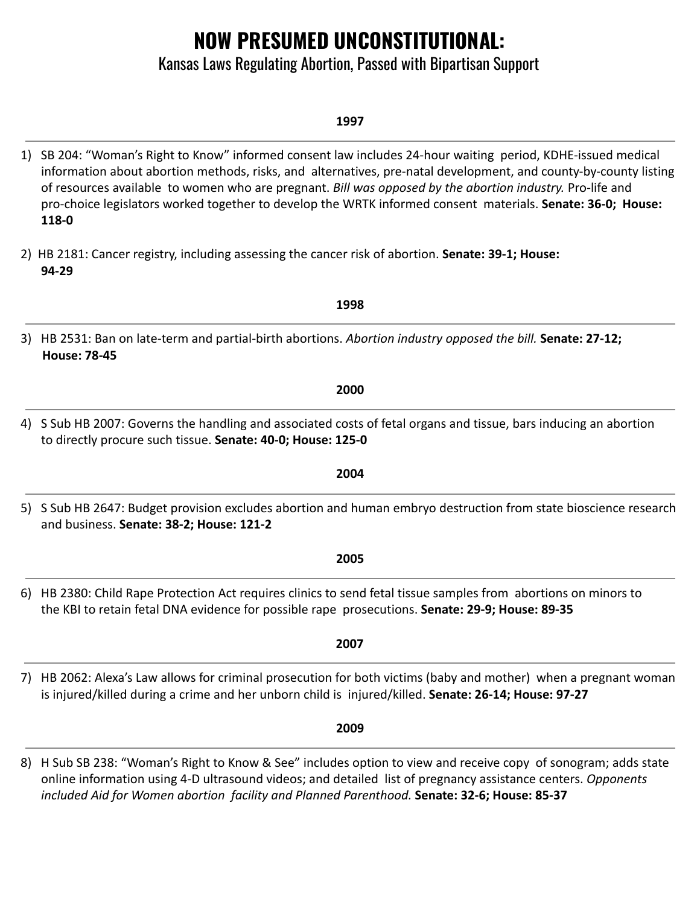# NOW PRESUMED UNCONSTITUTIONAL:

## Kansas Laws Regulating Abortion, Passed with Bipartisan Support

**1997**

1) SB 204: "Woman's Right to Know" informed consent law includes 24-hour waiting period, KDHE-issued medical information about abortion methods, risks, and alternatives, pre-natal development, and county-by-county listing of resources available to women who are pregnant. *Bill was opposed by the abortion industry.* Pro-life and pro-choice legislators worked together to develop the WRTK informed consent materials. **Senate: 36-0; House: 118-0**

2) HB 2181: Cancer registry, including assessing the cancer risk of abortion. **Senate: 39-1; House: 94-29**

**1998**

3) HB 2531: Ban on late-term and partial-birth abortions. *Abortion industry opposed the bill.* **Senate: 27-12; House: 78-45**

**2000**

4) S Sub HB 2007: Governs the handling and associated costs of fetal organs and tissue, bars inducing an abortion to directly procure such tissue. **Senate: 40-0; House: 125-0**

**2004**

5) S Sub HB 2647: Budget provision excludes abortion and human embryo destruction from state bioscience research and business. **Senate: 38-2; House: 121-2**

**2005**

6) HB 2380: Child Rape Protection Act requires clinics to send fetal tissue samples from abortions on minors to the KBI to retain fetal DNA evidence for possible rape prosecutions. **Senate: 29-9; House: 89-35**

**2007**

7) HB 2062: Alexa's Law allows for criminal prosecution for both victims (baby and mother) when a pregnant woman is injured/killed during a crime and her unborn child is injured/killed. **Senate: 26-14; House: 97-27**

**2009**

8) H Sub SB 238: "Woman's Right to Know & See" includes option to view and receive copy of sonogram; adds state online information using 4-D ultrasound videos; and detailed list of pregnancy assistance centers. *Opponents included Aid for Women abortion facility and Planned Parenthood.* **Senate: 32-6; House: 85-37**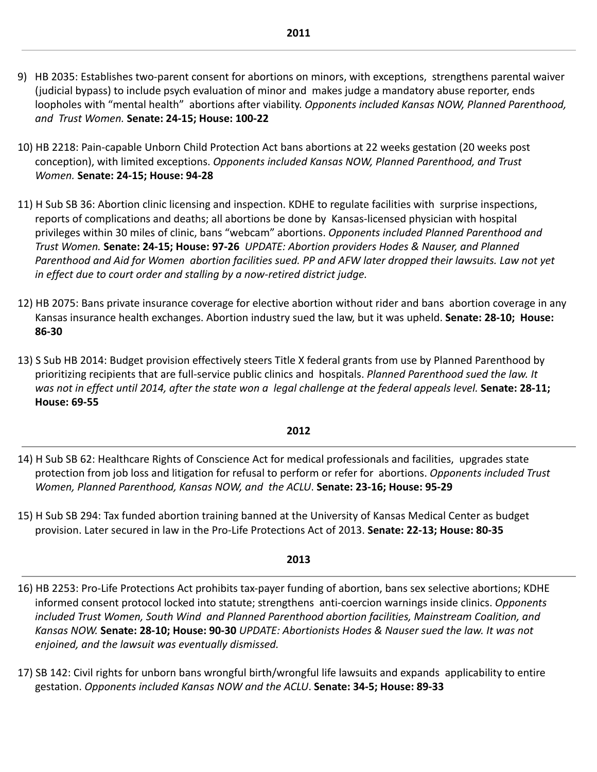## 2011

9) HB 2035: Establishes two-parent consent for abortions on minors, with exceptions, strengthens parental waiver (judicial bypass) to include psych evaluation of minor and makes judge a mandatory abuse reporter, ends loopholes with "mental health" abortions after viability. *Opponents included Kansas NOW, Planned Parenthood, and Trust Women.* **Senate: 24-15; House: 100-22**

10) HB 2218: Pain-capable Unborn Child Protection Act bans abortions at 22 weeks gestation (20 weeks post conception), with limited exceptions. *Opponents included Kansas NOW, Planned Parenthood, and Trust Women.* **Senate: 24-15; House: 94-28**

11) H Sub SB 36: Abortion clinic licensing and inspection. KDHE to regulate facilities with surprise inspections, reports of complications and deaths; all abortions be done by Kansas-licensed physician with hospital privileges within 30 miles of clinic, bans "webcam" abortions. *Opponents included Planned Parenthood and Trust Women.* **Senate: 24-15; House: 97-26** *UPDATE: Abortion providers Hodes & Nauser, and Planned Parenthood and Aid for Women abortion facilities sued. PP and AFW later dropped their lawsuits. Law not yet in effect due to court order and stalling by a now-retired district judge.*

12) HB 2075: Bans private insurance coverage for elective abortion without rider and bans abortion coverage in any Kansas insurance health exchanges. Abortion industry sued the law, but it was upheld. **Senate: 28-10; House: 86-30**

13) S Sub HB 2014: Budget provision effectively steers Title X federal grants from use by Planned Parenthood by prioritizing recipients that are full-service public clinics and hospitals. *Planned Parenthood sued the law. It was not in effect until 2014, after the state won a legal challenge at the federal appeals level.* **Senate: 28-11; House: 69-55**

## 2012

14) H Sub SB 62: Healthcare Rights of Conscience Act for medical professionals and facilities, upgrades state protection from job loss and litigation for refusal to perform or refer for abortions. *Opponents included Trust Women, Planned Parenthood, Kansas NOW, and the ACLU*. **Senate: 23-16; House: 95-29**

15) H Sub SB 294: Tax funded abortion training banned at the University of Kansas Medical Center as budget provision. Later secured in law in the Pro-Life Protections Act of 2013. **Senate: 22-13; House: 80-35**

## 2013

16) HB 2253: Pro-Life Protections Act prohibits tax-payer funding of abortion, bans sex selective abortions; KDHE informed consent protocol locked into statute; strengthens anti-coercion warnings inside clinics. *Opponents included Trust Women, South Wind and Planned Parenthood abortion facilities, Mainstream Coalition, and Kansas NOW.* **Senate: 28-10; House: 90-30** *UPDATE: Abortionists Hodes & Nauser sued the law. It was not enjoined, and the lawsuit was eventually dismissed.*

17) SB 142: Civil rights for unborn bans wrongful birth/wrongful life lawsuits and expands applicability to entire gestation. *Opponents included Kansas NOW and the ACLU*. **Senate: 34-5; House: 89-33**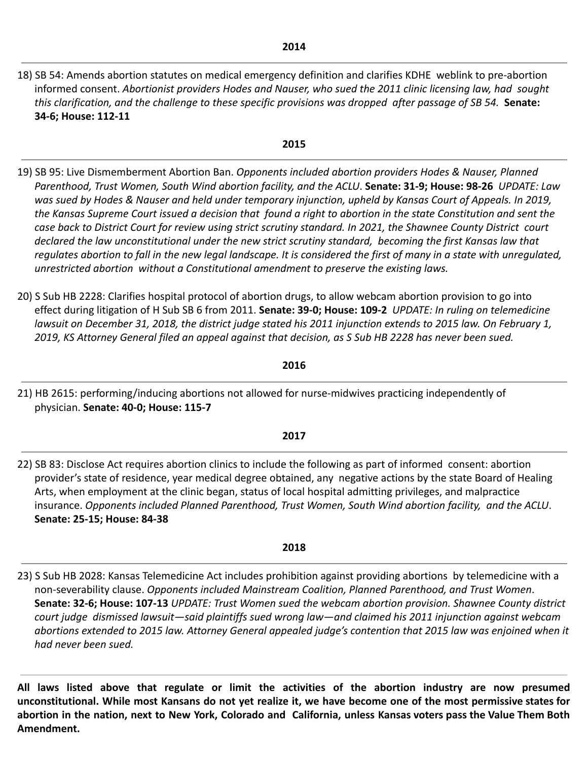## 2014

18) SB 54: Amends abortion statutes on medical emergency definition and clarifies KDHE weblink to pre-abortion informed consent. *Abortionist providers Hodes and Nauser, who sued the 2011 clinic licensing law, had sought this clarification, and the challenge to these specific provisions was dropped after passage of SB 54.* **Senate: 34-6; House: 112-11**

## 2015

19) SB 95: Live Dismemberment Abortion Ban. *Opponents included abortion providers Hodes & Nauser, Planned Parenthood, Trust Women, South Wind abortion facility, and the ACLU*. **Senate: 31-9; House: 98-26** *UPDATE: Law was sued by Hodes & Nauser and held under temporary injunction, upheld by Kansas Court of Appeals. In 2019, the Kansas Supreme Court issued a decision that found a right to abortion in the state Constitution and sent the case back to District Court for review using strict scrutiny standard. In 2021, the Shawnee County District court declared the law unconstitutional under the new strict scrutiny standard, becoming the first Kansas law that regulates abortion to fall in the new legal landscape. It is considered the first of many in a state with unregulated, unrestricted abortion without a Constitutional amendment to preserve the existing laws.*

20) S Sub HB 2228: Clarifies hospital protocol of abortion drugs, to allow webcam abortion provision to go into effect during litigation of H Sub SB 6 from 2011. **Senate: 39-0; House: 109-2** *UPDATE: In ruling on telemedicine lawsuit on December 31, 2018, the district judge stated his 2011 injunction extends to 2015 law. On February 1, 2019, KS Attorney General filed an appeal against that decision, as S Sub HB 2228 has never been sued.*

## 2016

21) HB 2615: performing/inducing abortions not allowed for nurse-midwives practicing independently of physician. **Senate: 40-0; House: 115-7**

## 2017

22) SB 83: Disclose Act requires abortion clinics to include the following as part of informed consent: abortion provider's state of residence, year medical degree obtained, any negative actions by the state Board of Healing Arts, when employment at the clinic began, status of local hospital admitting privileges, and malpractice insurance. *Opponents included Planned Parenthood, Trust Women, South Wind abortion facility, and the ACLU*. **Senate: 25-15; House: 84-38**

## 2018

23) S Sub HB 2028: Kansas Telemedicine Act includes prohibition against providing abortions by telemedicine with a non-severability clause. *Opponents included Mainstream Coalition, Planned Parenthood, and Trust Women*. **Senate: 32-6; House: 107-13** *UPDATE: Trust Women sued the webcam abortion provision. Shawnee County district court judge dismissed lawsuit—said plaintiffs sued wrong law—and claimed his 2011 injunction against webcam abortions extended to 2015 law. Attorney General appealed judge's contention that 2015 law was enjoined when it had never been sued.*

---

**All laws listed above that regulate or limit the activities of the abortion industry are now presumed unconstitutional. While most Kansans do not yet realize it, we have become one of the most permissive states for abortion in the nation, next to New York, Colorado and California, unless Kansas voters pass the Value Them Both Amendment.**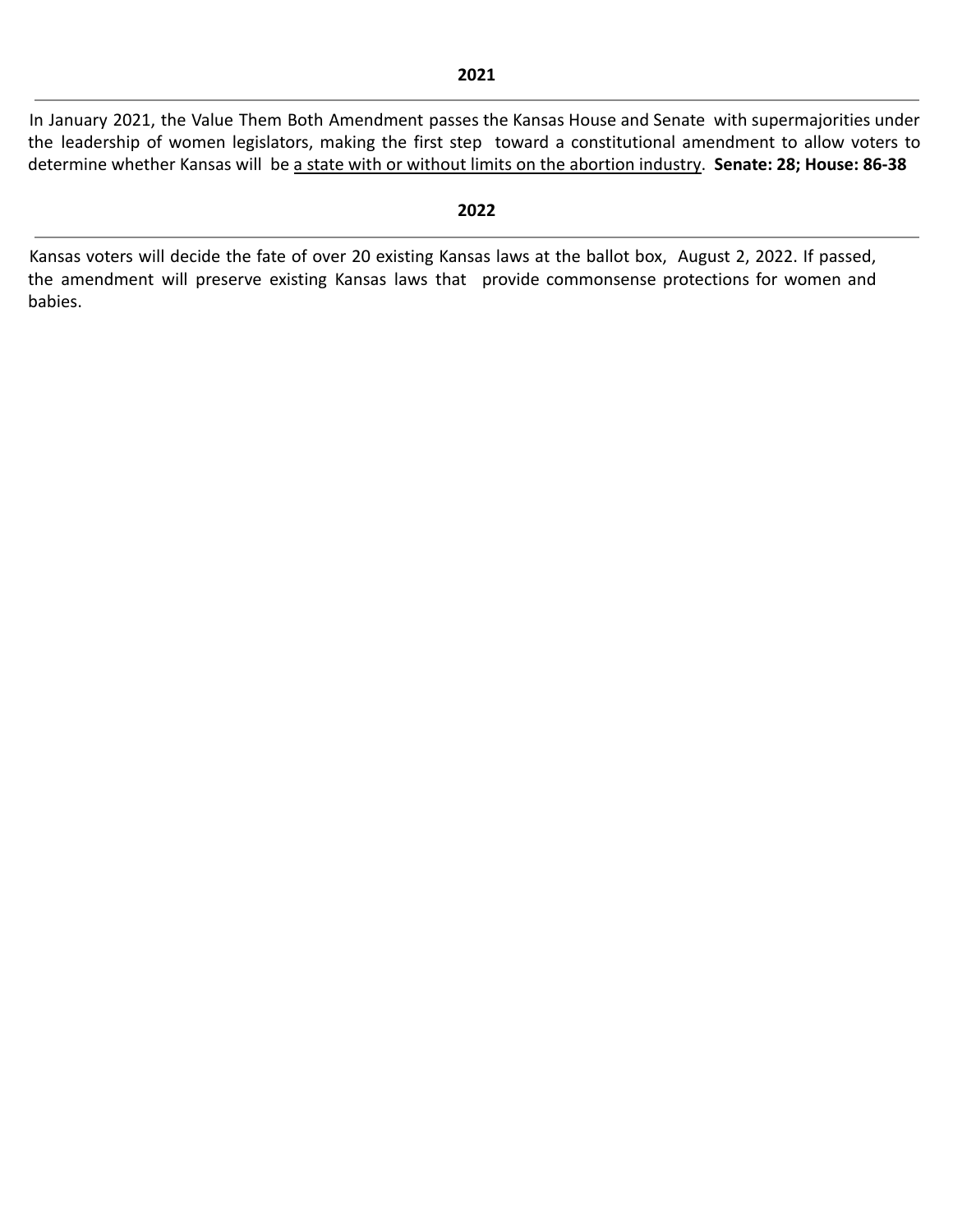## 2021

In January 2021, the Value Them Both Amendment passes the Kansas House and Senate with supermajorities under the leadership of women legislators, making the first step toward a constitutional amendment to allow voters to determine whether Kansas will be a state with or without limits on the abortion industry. **Senate: 28; House: 86-38**

## 2022

Kansas voters will decide the fate of over 20 existing Kansas laws at the ballot box, August 2, 2022. If passed, the amendment will preserve existing Kansas laws that provide commonsense protections for women and babies.